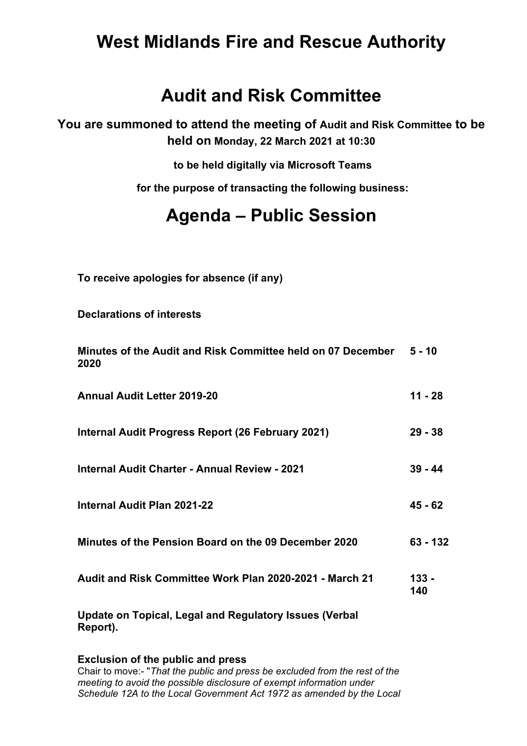# West Midlands Fire and Rescue Authority

# Audit and Risk Committee

**You are summoned to attend the meeting of Audit and Risk Committee to be held on Monday, 22 March 2021 at 10:30**

**to be held digitally via Microsoft Teams**

**for the purpose of transacting the following business:**

# Agenda – Public Session

| | |
|---|---|
| **To receive apologies for absence (if any)** | |
| **Declarations of interests** | |
| **Minutes of the Audit and Risk Committee held on 07 December 2020** | **5 - 10** |
| **Annual Audit Letter 2019-20** | **11 - 28** |
| **Internal Audit Progress Report (26 February 2021)** | **29 - 38** |
| **Internal Audit Charter - Annual Review - 2021** | **39 - 44** |
| **Internal Audit Plan 2021-22** | **45 - 62** |
| **Minutes of the Pension Board on the 09 December 2020** | **63 - 132** |
| **Audit and Risk Committee Work Plan 2020-2021 - March 21** | **133 - 140** |
| **Update on Topical, Legal and Regulatory Issues (Verbal Report).** | |

**Exclusion of the public and press**

Chair to move:- "*That the public and press be excluded from the rest of the meeting to avoid the possible disclosure of exempt information under Schedule 12A to the Local Government Act 1972 as amended by the Local*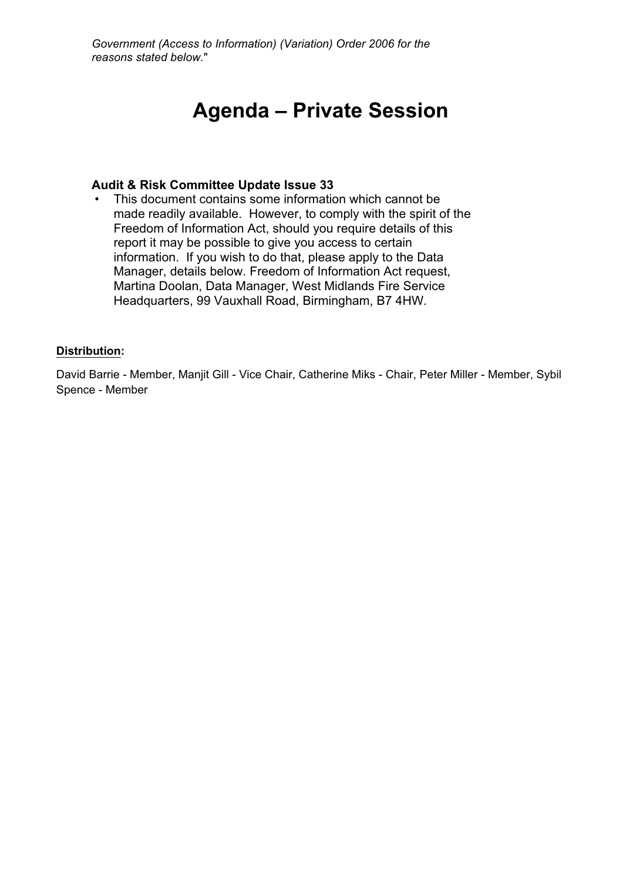*Government (Access to Information) (Variation) Order 2006 for the reasons stated below.*"

# Agenda – Private Session

**Audit & Risk Committee Update Issue 33**

- This document contains some information which cannot be made readily available. However, to comply with the spirit of the Freedom of Information Act, should you require details of this report it may be possible to give you access to certain information. If you wish to do that, please apply to the Data Manager, details below. Freedom of Information Act request, Martina Doolan, Data Manager, West Midlands Fire Service Headquarters, 99 Vauxhall Road, Birmingham, B7 4HW.

**Distribution:**

David Barrie - Member, Manjit Gill - Vice Chair, Catherine Miks - Chair, Peter Miller - Member, Sybil Spence - Member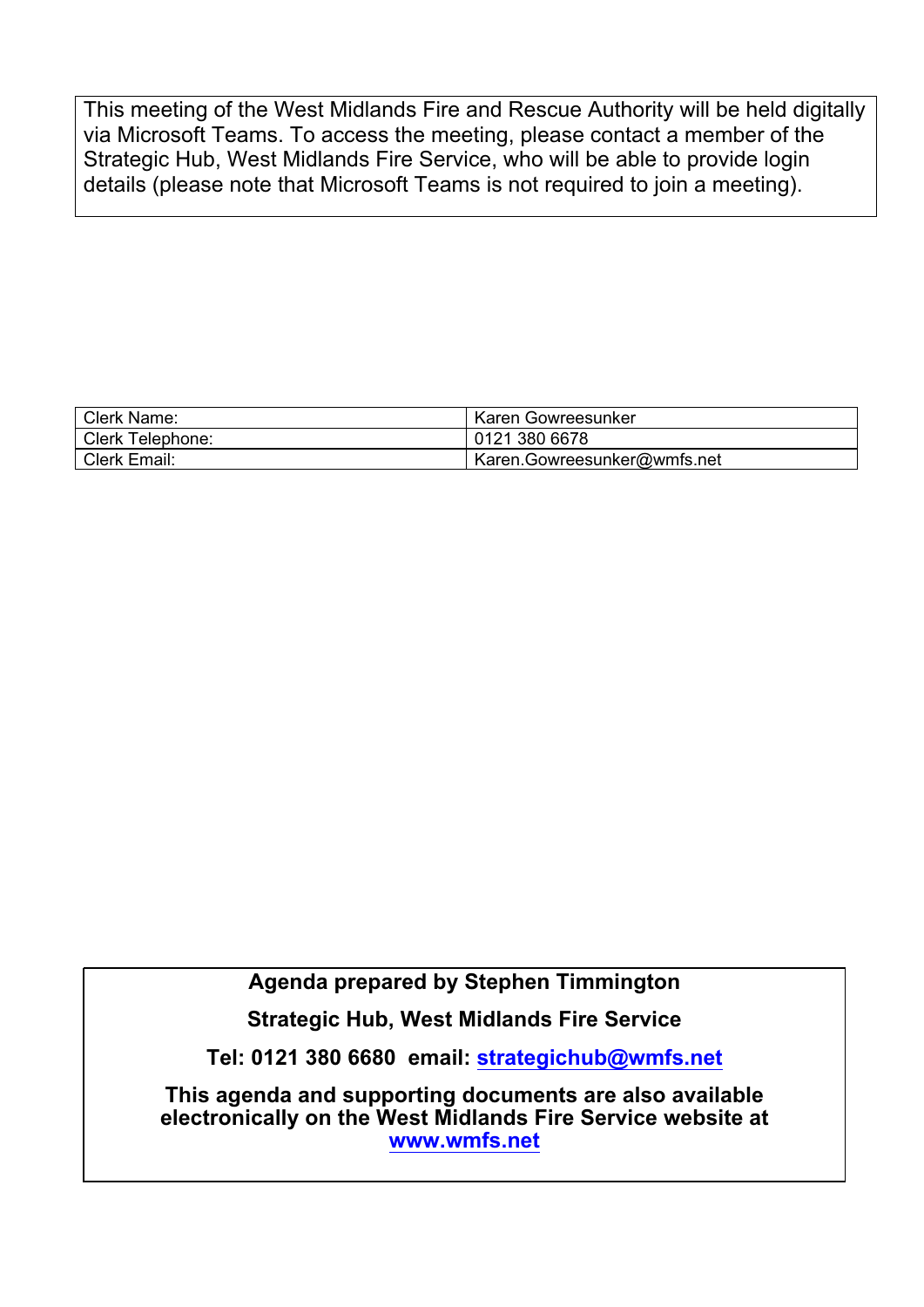This meeting of the West Midlands Fire and Rescue Authority will be held digitally via Microsoft Teams. To access the meeting, please contact a member of the Strategic Hub, West Midlands Fire Service, who will be able to provide login details (please note that Microsoft Teams is not required to join a meeting).

| | |
|---|---|
| Clerk Name: | Karen Gowreesunker |
| Clerk Telephone: | 0121 380 6678 |
| Clerk Email: | Karen.Gowreesunker@wmfs.net |

**Agenda prepared by Stephen Timmington**

**Strategic Hub, West Midlands Fire Service**

**Tel: 0121 380 6680 email: strategichub@wmfs.net**

**This agenda and supporting documents are also available electronically on the West Midlands Fire Service website at www.wmfs.net**